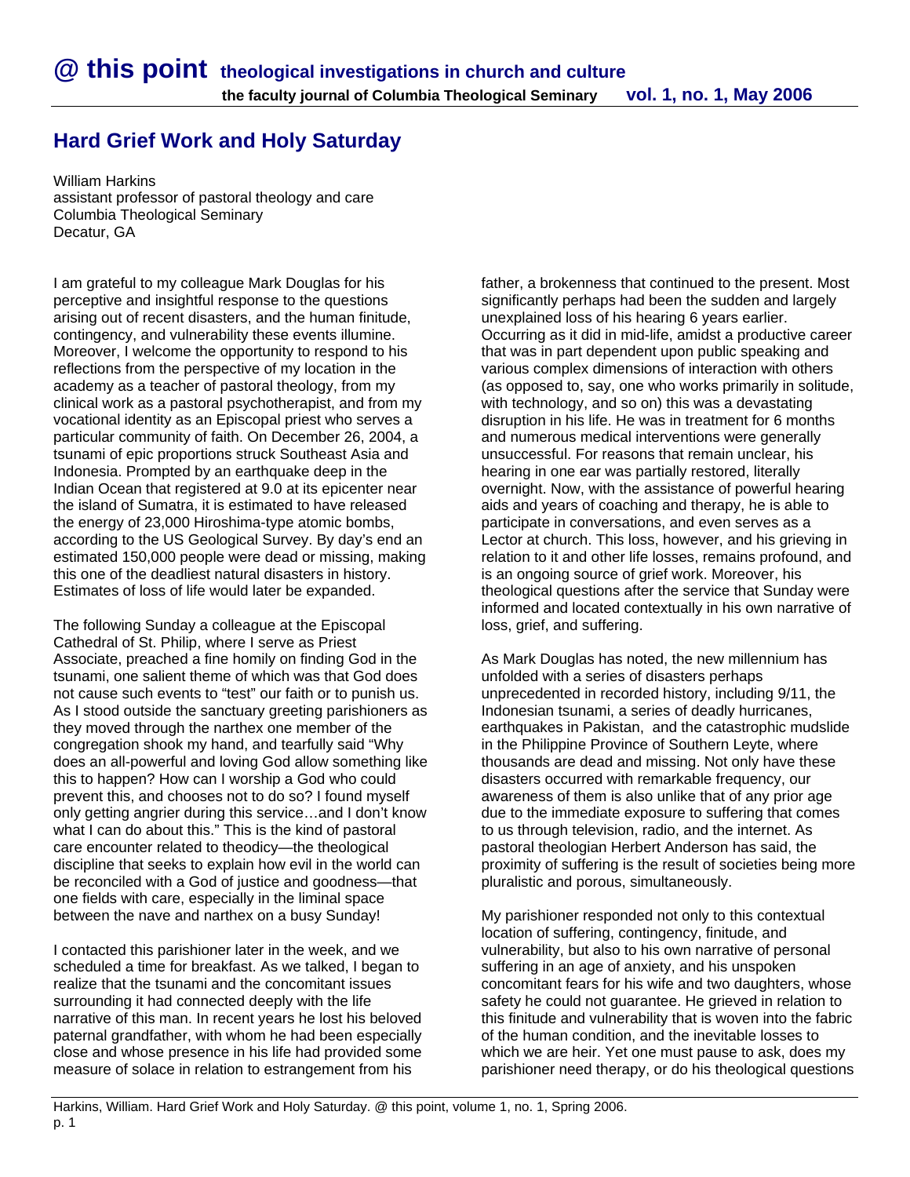# Hard Grief Work and Holy Saturday

William Harkins
assistant professor of pastoral theology and care
Columbia Theological Seminary
Decatur, GA

I am grateful to my colleague Mark Douglas for his perceptive and insightful response to the questions arising out of recent disasters, and the human finitude, contingency, and vulnerability these events illumine. Moreover, I welcome the opportunity to respond to his reflections from the perspective of my location in the academy as a teacher of pastoral theology, from my clinical work as a pastoral psychotherapist, and from my vocational identity as an Episcopal priest who serves a particular community of faith. On December 26, 2004, a tsunami of epic proportions struck Southeast Asia and Indonesia. Prompted by an earthquake deep in the Indian Ocean that registered at 9.0 at its epicenter near the island of Sumatra, it is estimated to have released the energy of 23,000 Hiroshima-type atomic bombs, according to the US Geological Survey. By day's end an estimated 150,000 people were dead or missing, making this one of the deadliest natural disasters in history. Estimates of loss of life would later be expanded.

The following Sunday a colleague at the Episcopal Cathedral of St. Philip, where I serve as Priest Associate, preached a fine homily on finding God in the tsunami, one salient theme of which was that God does not cause such events to "test" our faith or to punish us. As I stood outside the sanctuary greeting parishioners as they moved through the narthex one member of the congregation shook my hand, and tearfully said "Why does an all-powerful and loving God allow something like this to happen? How can I worship a God who could prevent this, and chooses not to do so? I found myself only getting angrier during this service…and I don't know what I can do about this." This is the kind of pastoral care encounter related to theodicy—the theological discipline that seeks to explain how evil in the world can be reconciled with a God of justice and goodness—that one fields with care, especially in the liminal space between the nave and narthex on a busy Sunday!

I contacted this parishioner later in the week, and we scheduled a time for breakfast. As we talked, I began to realize that the tsunami and the concomitant issues surrounding it had connected deeply with the life narrative of this man. In recent years he lost his beloved paternal grandfather, with whom he had been especially close and whose presence in his life had provided some measure of solace in relation to estrangement from his father, a brokenness that continued to the present. Most significantly perhaps had been the sudden and largely unexplained loss of his hearing 6 years earlier. Occurring as it did in mid-life, amidst a productive career that was in part dependent upon public speaking and various complex dimensions of interaction with others (as opposed to, say, one who works primarily in solitude, with technology, and so on) this was a devastating disruption in his life. He was in treatment for 6 months and numerous medical interventions were generally unsuccessful. For reasons that remain unclear, his hearing in one ear was partially restored, literally overnight. Now, with the assistance of powerful hearing aids and years of coaching and therapy, he is able to participate in conversations, and even serves as a Lector at church. This loss, however, and his grieving in relation to it and other life losses, remains profound, and is an ongoing source of grief work. Moreover, his theological questions after the service that Sunday were informed and located contextually in his own narrative of loss, grief, and suffering.

As Mark Douglas has noted, the new millennium has unfolded with a series of disasters perhaps unprecedented in recorded history, including 9/11, the Indonesian tsunami, a series of deadly hurricanes, earthquakes in Pakistan, and the catastrophic mudslide in the Philippine Province of Southern Leyte, where thousands are dead and missing. Not only have these disasters occurred with remarkable frequency, our awareness of them is also unlike that of any prior age due to the immediate exposure to suffering that comes to us through television, radio, and the internet. As pastoral theologian Herbert Anderson has said, the proximity of suffering is the result of societies being more pluralistic and porous, simultaneously.

My parishioner responded not only to this contextual location of suffering, contingency, finitude, and vulnerability, but also to his own narrative of personal suffering in an age of anxiety, and his unspoken concomitant fears for his wife and two daughters, whose safety he could not guarantee. He grieved in relation to this finitude and vulnerability that is woven into the fabric of the human condition, and the inevitable losses to which we are heir. Yet one must pause to ask, does my parishioner need therapy, or do his theological questions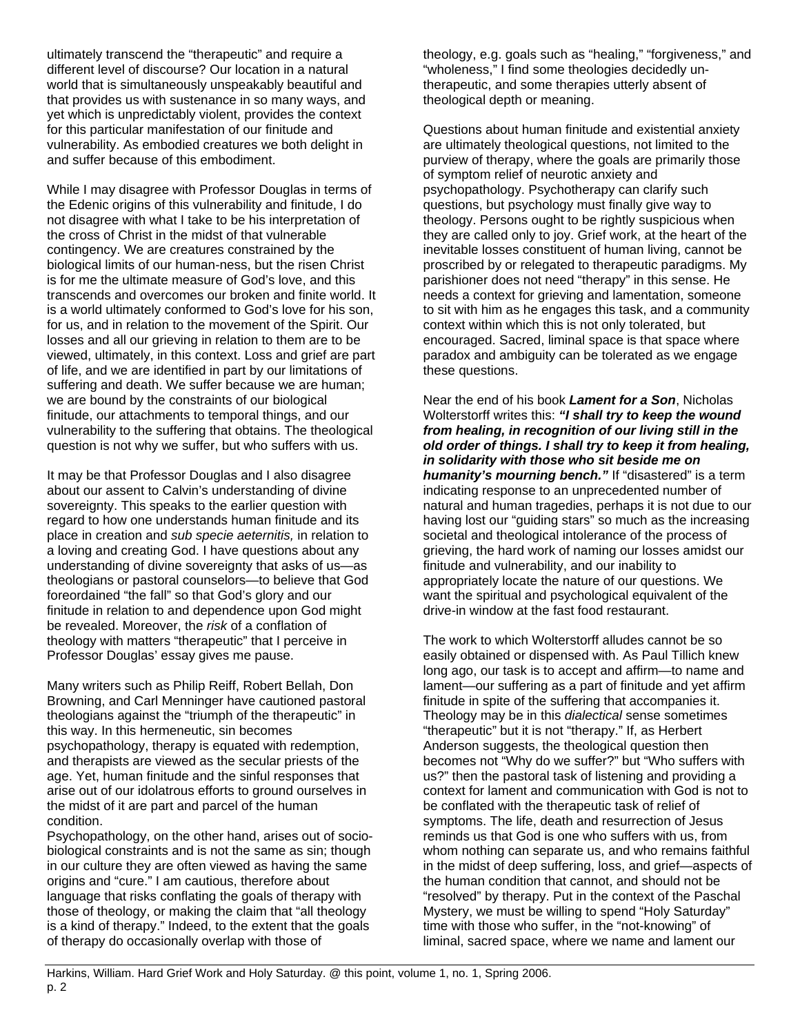ultimately transcend the "therapeutic" and require a different level of discourse? Our location in a natural world that is simultaneously unspeakably beautiful and that provides us with sustenance in so many ways, and yet which is unpredictably violent, provides the context for this particular manifestation of our finitude and vulnerability. As embodied creatures we both delight in and suffer because of this embodiment.

While I may disagree with Professor Douglas in terms of the Edenic origins of this vulnerability and finitude, I do not disagree with what I take to be his interpretation of the cross of Christ in the midst of that vulnerable contingency. We are creatures constrained by the biological limits of our human-ness, but the risen Christ is for me the ultimate measure of God's love, and this transcends and overcomes our broken and finite world. It is a world ultimately conformed to God's love for his son, for us, and in relation to the movement of the Spirit. Our losses and all our grieving in relation to them are to be viewed, ultimately, in this context. Loss and grief are part of life, and we are identified in part by our limitations of suffering and death. We suffer because we are human; we are bound by the constraints of our biological finitude, our attachments to temporal things, and our vulnerability to the suffering that obtains. The theological question is not why we suffer, but who suffers with us.

It may be that Professor Douglas and I also disagree about our assent to Calvin's understanding of divine sovereignty. This speaks to the earlier question with regard to how one understands human finitude and its place in creation and *sub specie aeternitis,* in relation to a loving and creating God. I have questions about any understanding of divine sovereignty that asks of us—as theologians or pastoral counselors—to believe that God foreordained "the fall" so that God's glory and our finitude in relation to and dependence upon God might be revealed. Moreover, the *risk* of a conflation of theology with matters "therapeutic" that I perceive in Professor Douglas' essay gives me pause.

Many writers such as Philip Reiff, Robert Bellah, Don Browning, and Carl Menninger have cautioned pastoral theologians against the "triumph of the therapeutic" in this way. In this hermeneutic, sin becomes psychopathology, therapy is equated with redemption, and therapists are viewed as the secular priests of the age. Yet, human finitude and the sinful responses that arise out of our idolatrous efforts to ground ourselves in the midst of it are part and parcel of the human condition.

Psychopathology, on the other hand, arises out of socio-biological constraints and is not the same as sin; though in our culture they are often viewed as having the same origins and "cure." I am cautious, therefore about language that risks conflating the goals of therapy with those of theology, or making the claim that "all theology is a kind of therapy." Indeed, to the extent that the goals of therapy do occasionally overlap with those of theology, e.g. goals such as "healing," "forgiveness," and "wholeness," I find some theologies decidedly un-therapeutic, and some therapies utterly absent of theological depth or meaning.

Questions about human finitude and existential anxiety are ultimately theological questions, not limited to the purview of therapy, where the goals are primarily those of symptom relief of neurotic anxiety and psychopathology. Psychotherapy can clarify such questions, but psychology must finally give way to theology. Persons ought to be rightly suspicious when they are called only to joy. Grief work, at the heart of the inevitable losses constituent of human living, cannot be proscribed by or relegated to therapeutic paradigms. My parishioner does not need "therapy" in this sense. He needs a context for grieving and lamentation, someone to sit with him as he engages this task, and a community context within which this is not only tolerated, but encouraged. Sacred, liminal space is that space where paradox and ambiguity can be tolerated as we engage these questions.

Near the end of his book ***Lament for a Son***, Nicholas Wolterstorff writes this: ***"I shall try to keep the wound from healing, in recognition of our living still in the old order of things. I shall try to keep it from healing, in solidarity with those who sit beside me on humanity's mourning bench."*** If "disastered" is a term indicating response to an unprecedented number of natural and human tragedies, perhaps it is not due to our having lost our "guiding stars" so much as the increasing societal and theological intolerance of the process of grieving, the hard work of naming our losses amidst our finitude and vulnerability, and our inability to appropriately locate the nature of our questions. We want the spiritual and psychological equivalent of the drive-in window at the fast food restaurant.

The work to which Wolterstorff alludes cannot be so easily obtained or dispensed with. As Paul Tillich knew long ago, our task is to accept and affirm—to name and lament—our suffering as a part of finitude and yet affirm finitude in spite of the suffering that accompanies it. Theology may be in this *dialectical* sense sometimes "therapeutic" but it is not "therapy." If, as Herbert Anderson suggests, the theological question then becomes not "Why do we suffer?" but "Who suffers with us?" then the pastoral task of listening and providing a context for lament and communication with God is not to be conflated with the therapeutic task of relief of symptoms. The life, death and resurrection of Jesus reminds us that God is one who suffers with us, from whom nothing can separate us, and who remains faithful in the midst of deep suffering, loss, and grief—aspects of the human condition that cannot, and should not be "resolved" by therapy. Put in the context of the Paschal Mystery, we must be willing to spend "Holy Saturday" time with those who suffer, in the "not-knowing" of liminal, sacred space, where we name and lament our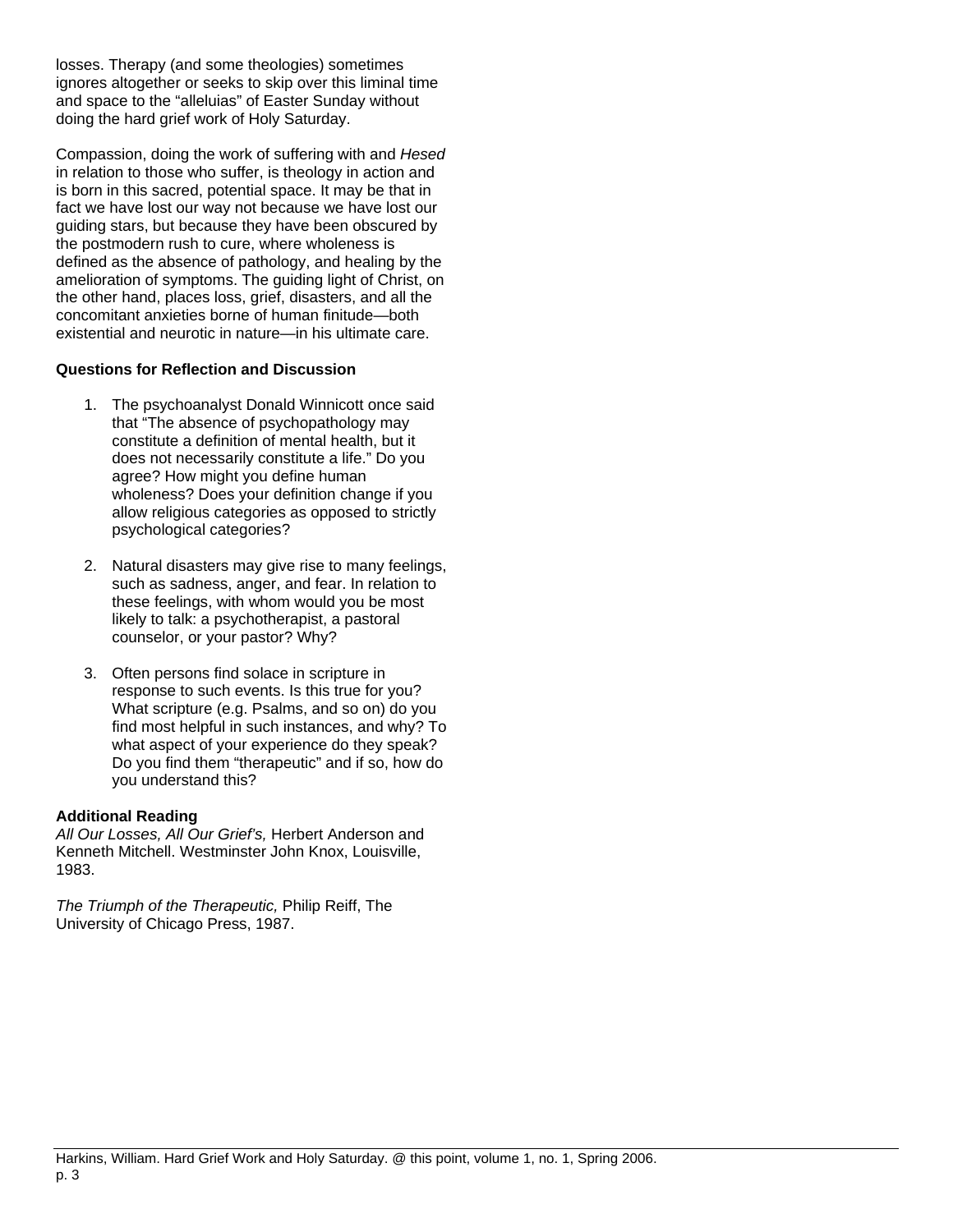losses. Therapy (and some theologies) sometimes ignores altogether or seeks to skip over this liminal time and space to the "alleluias" of Easter Sunday without doing the hard grief work of Holy Saturday.

Compassion, doing the work of suffering with and *Hesed* in relation to those who suffer, is theology in action and is born in this sacred, potential space. It may be that in fact we have lost our way not because we have lost our guiding stars, but because they have been obscured by the postmodern rush to cure, where wholeness is defined as the absence of pathology, and healing by the amelioration of symptoms. The guiding light of Christ, on the other hand, places loss, grief, disasters, and all the concomitant anxieties borne of human finitude—both existential and neurotic in nature—in his ultimate care.

**Questions for Reflection and Discussion**

1. The psychoanalyst Donald Winnicott once said that "The absence of psychopathology may constitute a definition of mental health, but it does not necessarily constitute a life." Do you agree? How might you define human wholeness? Does your definition change if you allow religious categories as opposed to strictly psychological categories?

2. Natural disasters may give rise to many feelings, such as sadness, anger, and fear. In relation to these feelings, with whom would you be most likely to talk: a psychotherapist, a pastoral counselor, or your pastor? Why?

3. Often persons find solace in scripture in response to such events. Is this true for you? What scripture (e.g. Psalms, and so on) do you find most helpful in such instances, and why? To what aspect of your experience do they speak? Do you find them "therapeutic" and if so, how do you understand this?

**Additional Reading**

*All Our Losses, All Our Grief's,* Herbert Anderson and Kenneth Mitchell. Westminster John Knox, Louisville, 1983.

*The Triumph of the Therapeutic,* Philip Reiff, The University of Chicago Press, 1987.